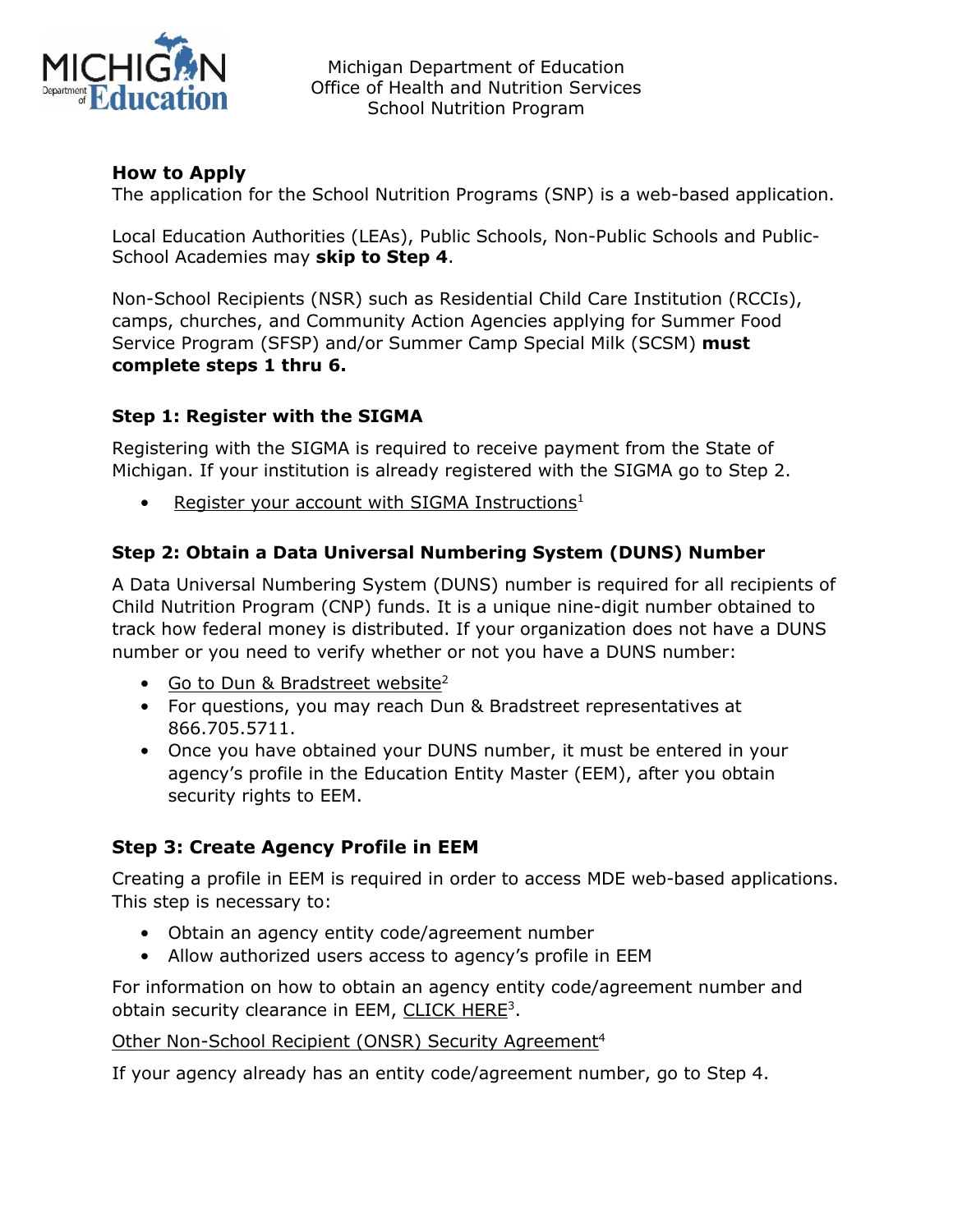Michigan Department of Education
Office of Health and Nutrition Services
School Nutrition Program

## How to Apply

The application for the School Nutrition Programs (SNP) is a web-based application.

Local Education Authorities (LEAs), Public Schools, Non-Public Schools and Public-School Academies may **skip to Step 4**.

Non-School Recipients (NSR) such as Residential Child Care Institution (RCCIs), camps, churches, and Community Action Agencies applying for Summer Food Service Program (SFSP) and/or Summer Camp Special Milk (SCSM) **must complete steps 1 thru 6.**

### Step 1: Register with the SIGMA

Registering with the SIGMA is required to receive payment from the State of Michigan. If your institution is already registered with the SIGMA go to Step 2.

- Register your account with SIGMA Instructions[1]

### Step 2: Obtain a Data Universal Numbering System (DUNS) Number

A Data Universal Numbering System (DUNS) number is required for all recipients of Child Nutrition Program (CNP) funds. It is a unique nine-digit number obtained to track how federal money is distributed. If your organization does not have a DUNS number or you need to verify whether or not you have a DUNS number:

- Go to Dun & Bradstreet website[2]
- For questions, you may reach Dun & Bradstreet representatives at 866.705.5711.
- Once you have obtained your DUNS number, it must be entered in your agency's profile in the Education Entity Master (EEM), after you obtain security rights to EEM.

### Step 3: Create Agency Profile in EEM

Creating a profile in EEM is required in order to access MDE web-based applications. This step is necessary to:

- Obtain an agency entity code/agreement number
- Allow authorized users access to agency's profile in EEM

For information on how to obtain an agency entity code/agreement number and obtain security clearance in EEM, CLICK HERE[3].

Other Non-School Recipient (ONSR) Security Agreement[4]

If your agency already has an entity code/agreement number, go to Step 4.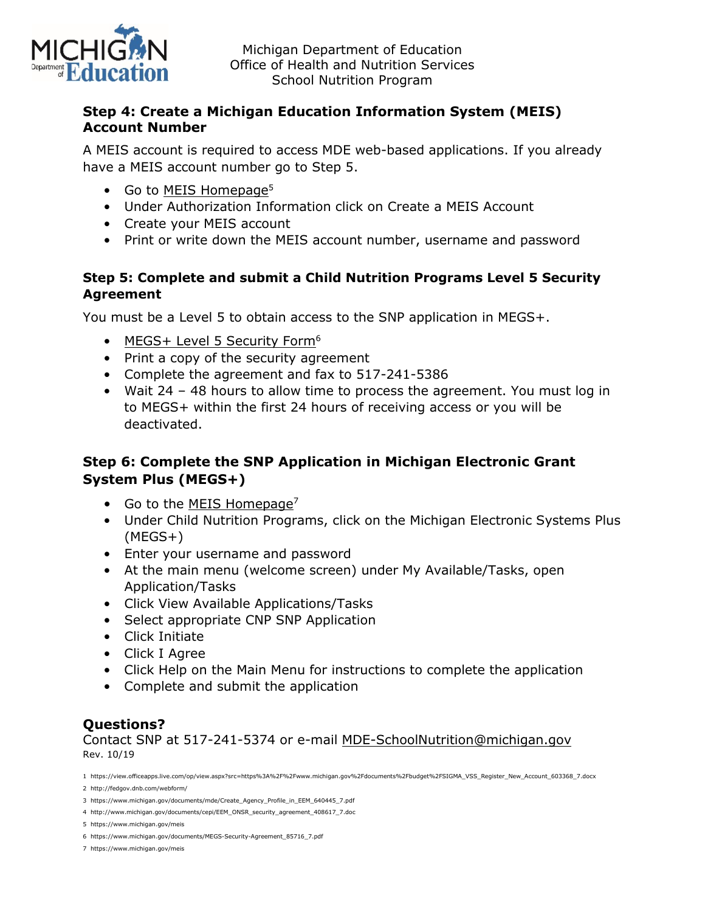## Step 4: Create a Michigan Education Information System (MEIS) Account Number

A MEIS account is required to access MDE web-based applications. If you already have a MEIS account number go to Step 5.

- Go to MEIS Homepage[5]
- Under Authorization Information click on Create a MEIS Account
- Create your MEIS account
- Print or write down the MEIS account number, username and password

## Step 5: Complete and submit a Child Nutrition Programs Level 5 Security Agreement

You must be a Level 5 to obtain access to the SNP application in MEGS+.

- MEGS+ Level 5 Security Form[6]
- Print a copy of the security agreement
- Complete the agreement and fax to 517-241-5386
- Wait 24 – 48 hours to allow time to process the agreement. You must log in to MEGS+ within the first 24 hours of receiving access or you will be deactivated.

## Step 6: Complete the SNP Application in Michigan Electronic Grant System Plus (MEGS+)

- Go to the MEIS Homepage[7]
- Under Child Nutrition Programs, click on the Michigan Electronic Systems Plus (MEGS+)
- Enter your username and password
- At the main menu (welcome screen) under My Available/Tasks, open Application/Tasks
- Click View Available Applications/Tasks
- Select appropriate CNP SNP Application
- Click Initiate
- Click I Agree
- Click Help on the Main Menu for instructions to complete the application
- Complete and submit the application

## Questions?

Contact SNP at 517-241-5374 or e-mail MDE-SchoolNutrition@michigan.gov

Rev. 10/19

1 https://view.officeapps.live.com/op/view.aspx?src=https%3A%2F%2Fwww.michigan.gov%2Fdocuments%2Fbudget%2FSIGMA_VSS_Register_New_Account_603368_7.docx

2 http://fedgov.dnb.com/webform/

3 https://www.michigan.gov/documents/mde/Create_Agency_Profile_in_EEM_640445_7.pdf

4 http://www.michigan.gov/documents/cepi/EEM_ONSR_security_agreement_408617_7.doc

5 https://www.michigan.gov/meis

6 https://www.michigan.gov/documents/MEGS-Security-Agreement_85716_7.pdf

7 https://www.michigan.gov/meis